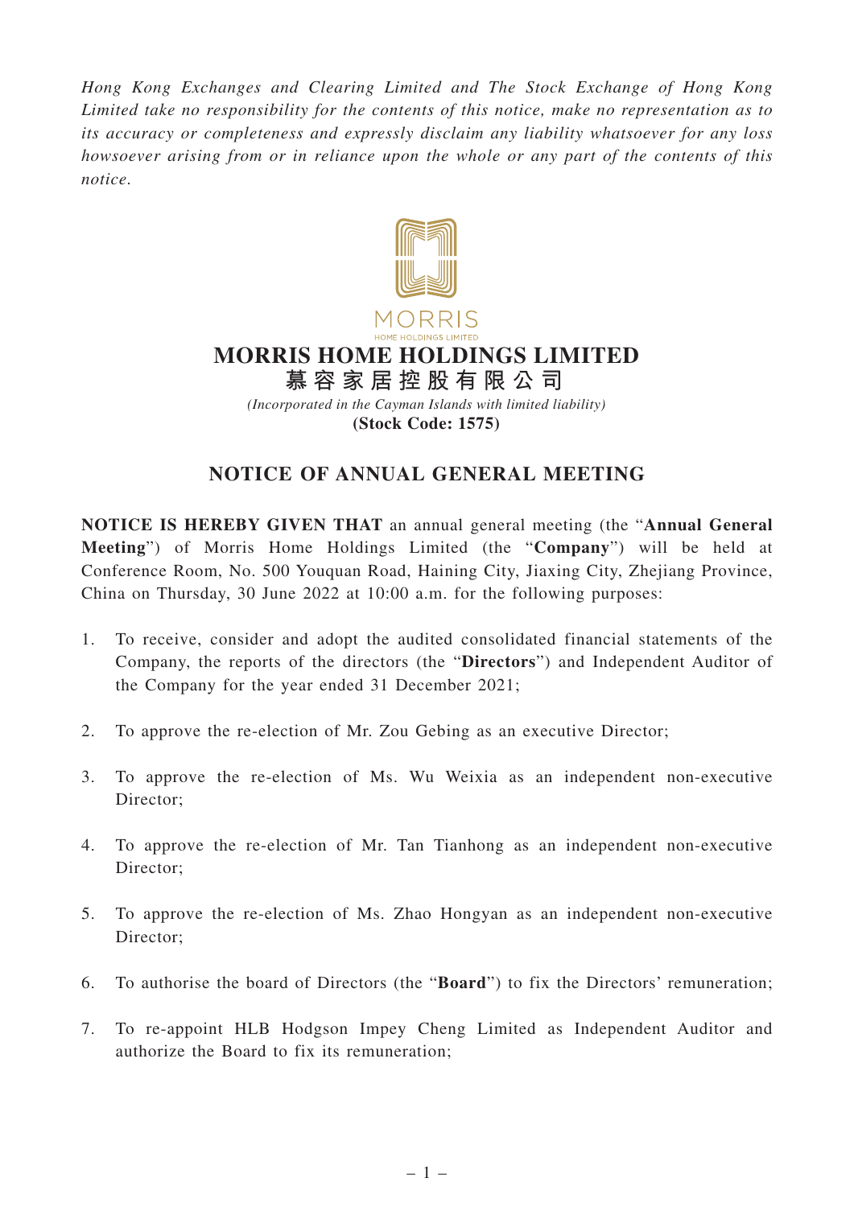*Hong Kong Exchanges and Clearing Limited and The Stock Exchange of Hong Kong Limited take no responsibility for the contents of this notice, make no representation as to its accuracy or completeness and expressly disclaim any liability whatsoever for any loss howsoever arising from or in reliance upon the whole or any part of the contents of this notice.*

MORRIS
HOME HOLDINGS LIMITED

# MORRIS HOME HOLDINGS LIMITED
# 慕容家居控股有限公司

*(Incorporated in the Cayman Islands with limited liability)*

**(Stock Code: 1575)**

## NOTICE OF ANNUAL GENERAL MEETING

**NOTICE IS HEREBY GIVEN THAT** an annual general meeting (the "**Annual General Meeting**") of Morris Home Holdings Limited (the "**Company**") will be held at Conference Room, No. 500 Youquan Road, Haining City, Jiaxing City, Zhejiang Province, China on Thursday, 30 June 2022 at 10:00 a.m. for the following purposes:

1. To receive, consider and adopt the audited consolidated financial statements of the Company, the reports of the directors (the "**Directors**") and Independent Auditor of the Company for the year ended 31 December 2021;

2. To approve the re-election of Mr. Zou Gebing as an executive Director;

3. To approve the re-election of Ms. Wu Weixia as an independent non-executive Director;

4. To approve the re-election of Mr. Tan Tianhong as an independent non-executive Director;

5. To approve the re-election of Ms. Zhao Hongyan as an independent non-executive Director;

6. To authorise the board of Directors (the "**Board**") to fix the Directors' remuneration;

7. To re-appoint HLB Hodgson Impey Cheng Limited as Independent Auditor and authorize the Board to fix its remuneration;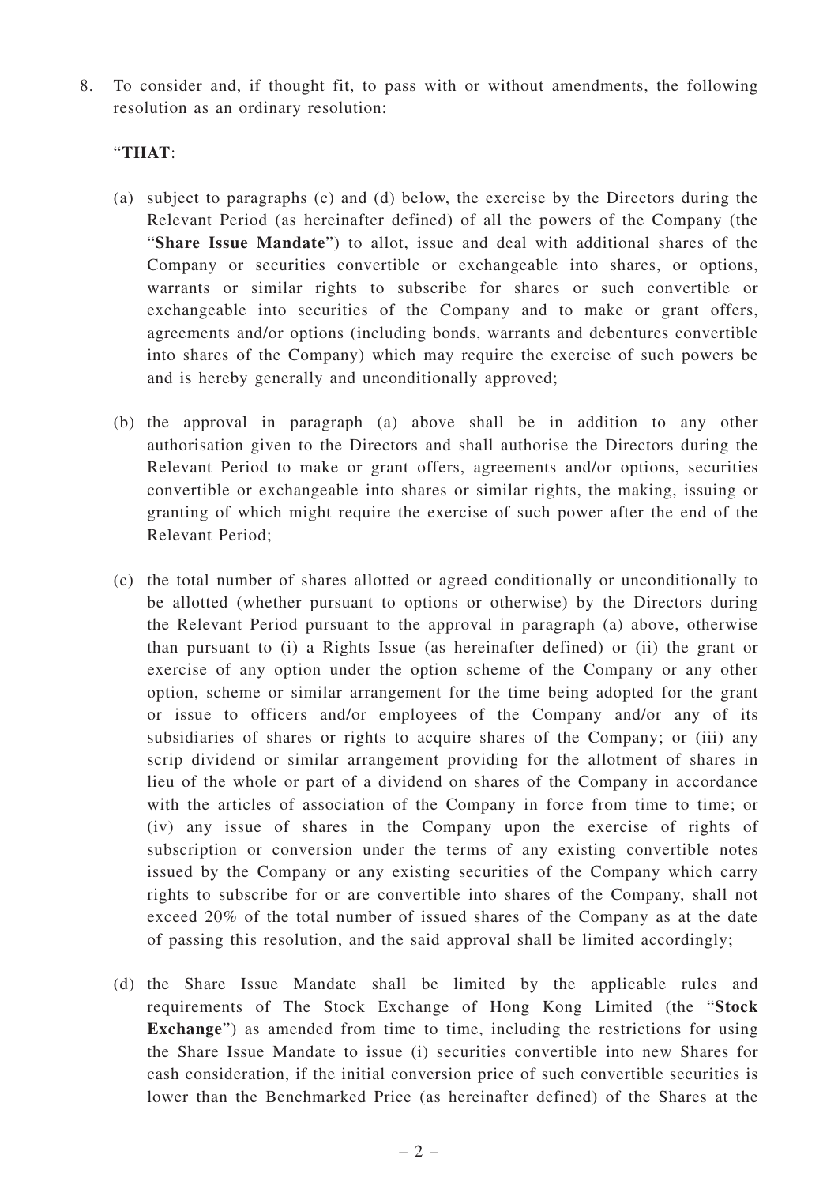8. To consider and, if thought fit, to pass with or without amendments, the following resolution as an ordinary resolution:

"**THAT**:

(a) subject to paragraphs (c) and (d) below, the exercise by the Directors during the Relevant Period (as hereinafter defined) of all the powers of the Company (the "**Share Issue Mandate**") to allot, issue and deal with additional shares of the Company or securities convertible or exchangeable into shares, or options, warrants or similar rights to subscribe for shares or such convertible or exchangeable into securities of the Company and to make or grant offers, agreements and/or options (including bonds, warrants and debentures convertible into shares of the Company) which may require the exercise of such powers be and is hereby generally and unconditionally approved;

(b) the approval in paragraph (a) above shall be in addition to any other authorisation given to the Directors and shall authorise the Directors during the Relevant Period to make or grant offers, agreements and/or options, securities convertible or exchangeable into shares or similar rights, the making, issuing or granting of which might require the exercise of such power after the end of the Relevant Period;

(c) the total number of shares allotted or agreed conditionally or unconditionally to be allotted (whether pursuant to options or otherwise) by the Directors during the Relevant Period pursuant to the approval in paragraph (a) above, otherwise than pursuant to (i) a Rights Issue (as hereinafter defined) or (ii) the grant or exercise of any option under the option scheme of the Company or any other option, scheme or similar arrangement for the time being adopted for the grant or issue to officers and/or employees of the Company and/or any of its subsidiaries of shares or rights to acquire shares of the Company; or (iii) any scrip dividend or similar arrangement providing for the allotment of shares in lieu of the whole or part of a dividend on shares of the Company in accordance with the articles of association of the Company in force from time to time; or (iv) any issue of shares in the Company upon the exercise of rights of subscription or conversion under the terms of any existing convertible notes issued by the Company or any existing securities of the Company which carry rights to subscribe for or are convertible into shares of the Company, shall not exceed 20% of the total number of issued shares of the Company as at the date of passing this resolution, and the said approval shall be limited accordingly;

(d) the Share Issue Mandate shall be limited by the applicable rules and requirements of The Stock Exchange of Hong Kong Limited (the "**Stock Exchange**") as amended from time to time, including the restrictions for using the Share Issue Mandate to issue (i) securities convertible into new Shares for cash consideration, if the initial conversion price of such convertible securities is lower than the Benchmarked Price (as hereinafter defined) of the Shares at the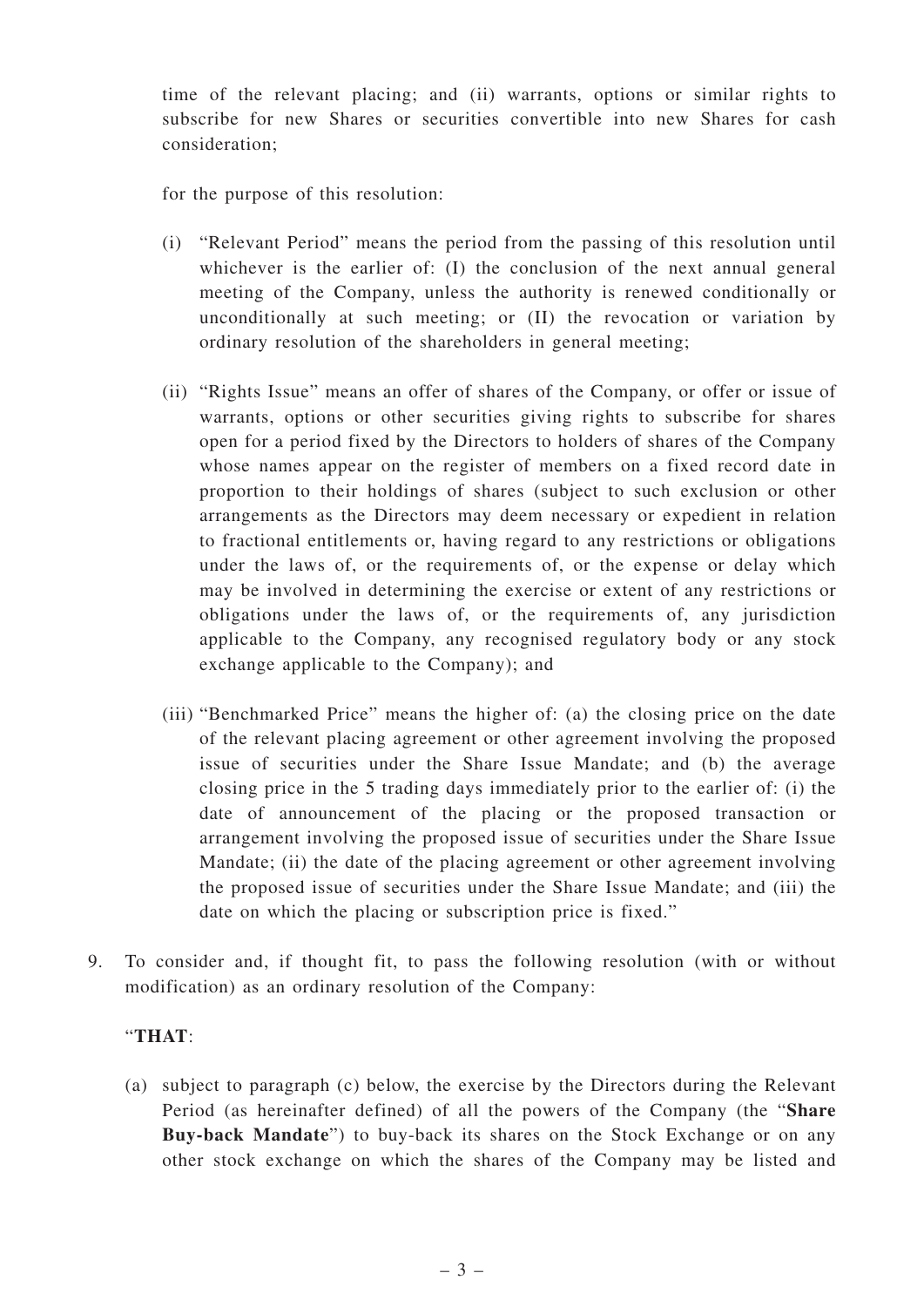time of the relevant placing; and (ii) warrants, options or similar rights to subscribe for new Shares or securities convertible into new Shares for cash consideration;

for the purpose of this resolution:

(i) "Relevant Period" means the period from the passing of this resolution until whichever is the earlier of: (I) the conclusion of the next annual general meeting of the Company, unless the authority is renewed conditionally or unconditionally at such meeting; or (II) the revocation or variation by ordinary resolution of the shareholders in general meeting;

(ii) "Rights Issue" means an offer of shares of the Company, or offer or issue of warrants, options or other securities giving rights to subscribe for shares open for a period fixed by the Directors to holders of shares of the Company whose names appear on the register of members on a fixed record date in proportion to their holdings of shares (subject to such exclusion or other arrangements as the Directors may deem necessary or expedient in relation to fractional entitlements or, having regard to any restrictions or obligations under the laws of, or the requirements of, or the expense or delay which may be involved in determining the exercise or extent of any restrictions or obligations under the laws of, or the requirements of, any jurisdiction applicable to the Company, any recognised regulatory body or any stock exchange applicable to the Company); and

(iii) "Benchmarked Price" means the higher of: (a) the closing price on the date of the relevant placing agreement or other agreement involving the proposed issue of securities under the Share Issue Mandate; and (b) the average closing price in the 5 trading days immediately prior to the earlier of: (i) the date of announcement of the placing or the proposed transaction or arrangement involving the proposed issue of securities under the Share Issue Mandate; (ii) the date of the placing agreement or other agreement involving the proposed issue of securities under the Share Issue Mandate; and (iii) the date on which the placing or subscription price is fixed."

9. To consider and, if thought fit, to pass the following resolution (with or without modification) as an ordinary resolution of the Company:

"**THAT**:

(a) subject to paragraph (c) below, the exercise by the Directors during the Relevant Period (as hereinafter defined) of all the powers of the Company (the "**Share Buy-back Mandate**") to buy-back its shares on the Stock Exchange or on any other stock exchange on which the shares of the Company may be listed and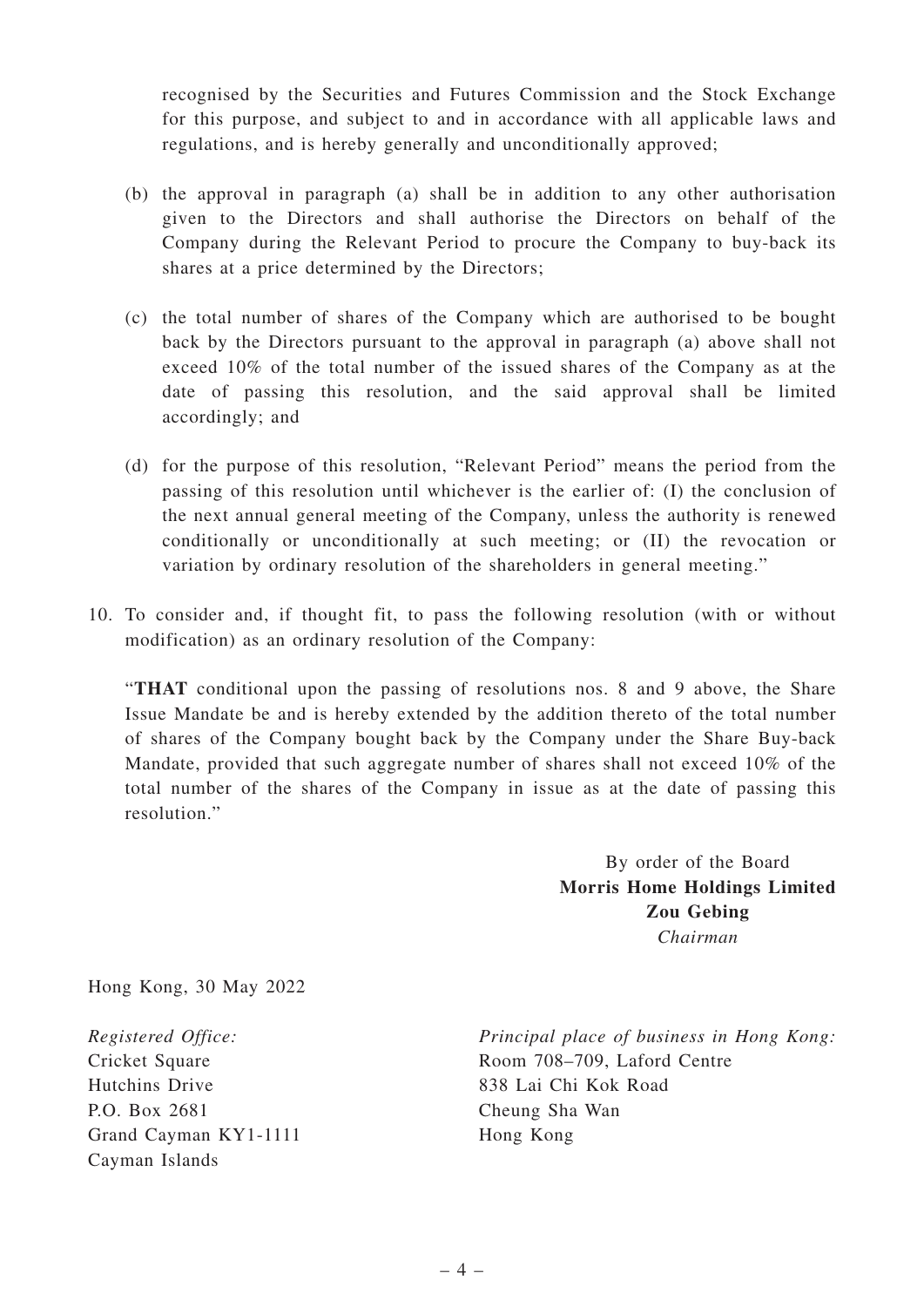recognised by the Securities and Futures Commission and the Stock Exchange for this purpose, and subject to and in accordance with all applicable laws and regulations, and is hereby generally and unconditionally approved;

(b) the approval in paragraph (a) shall be in addition to any other authorisation given to the Directors and shall authorise the Directors on behalf of the Company during the Relevant Period to procure the Company to buy-back its shares at a price determined by the Directors;

(c) the total number of shares of the Company which are authorised to be bought back by the Directors pursuant to the approval in paragraph (a) above shall not exceed 10% of the total number of the issued shares of the Company as at the date of passing this resolution, and the said approval shall be limited accordingly; and

(d) for the purpose of this resolution, "Relevant Period" means the period from the passing of this resolution until whichever is the earlier of: (I) the conclusion of the next annual general meeting of the Company, unless the authority is renewed conditionally or unconditionally at such meeting; or (II) the revocation or variation by ordinary resolution of the shareholders in general meeting."

10. To consider and, if thought fit, to pass the following resolution (with or without modification) as an ordinary resolution of the Company:

"**THAT** conditional upon the passing of resolutions nos. 8 and 9 above, the Share Issue Mandate be and is hereby extended by the addition thereto of the total number of shares of the Company bought back by the Company under the Share Buy-back Mandate, provided that such aggregate number of shares shall not exceed 10% of the total number of the shares of the Company in issue as at the date of passing this resolution."

By order of the Board
**Morris Home Holdings Limited**
**Zou Gebing**
*Chairman*

Hong Kong, 30 May 2022

*Registered Office:*
Cricket Square
Hutchins Drive
P.O. Box 2681
Grand Cayman KY1-1111
Cayman Islands

*Principal place of business in Hong Kong:*
Room 708–709, Laford Centre
838 Lai Chi Kok Road
Cheung Sha Wan
Hong Kong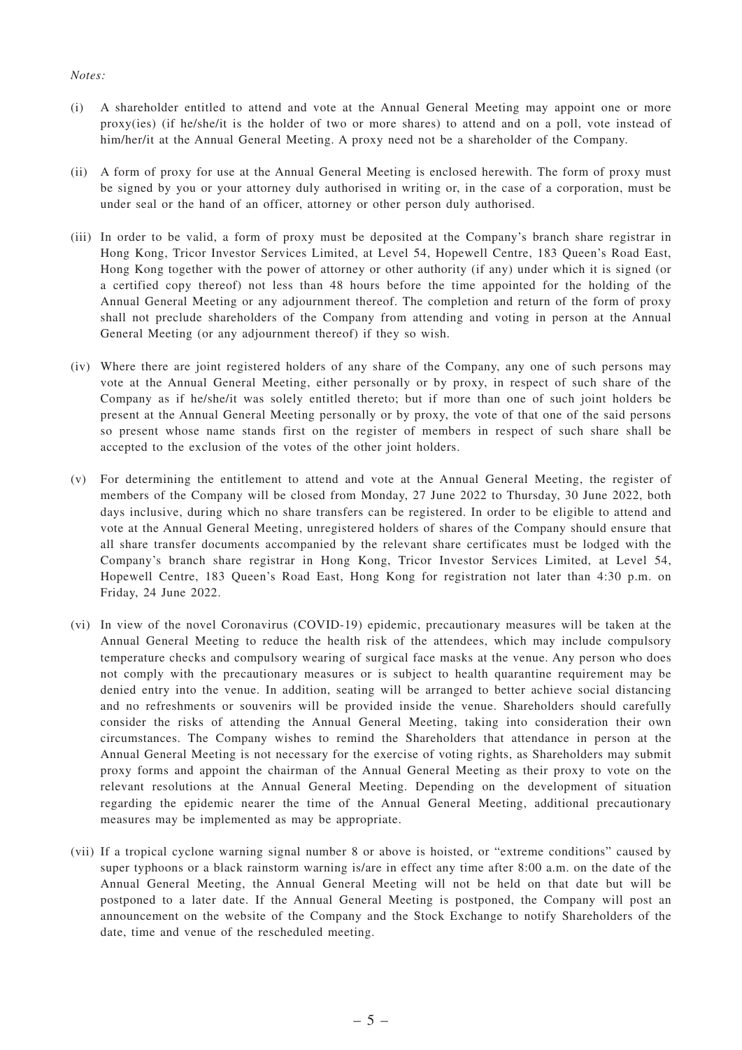*Notes:*

(i) A shareholder entitled to attend and vote at the Annual General Meeting may appoint one or more proxy(ies) (if he/she/it is the holder of two or more shares) to attend and on a poll, vote instead of him/her/it at the Annual General Meeting. A proxy need not be a shareholder of the Company.

(ii) A form of proxy for use at the Annual General Meeting is enclosed herewith. The form of proxy must be signed by you or your attorney duly authorised in writing or, in the case of a corporation, must be under seal or the hand of an officer, attorney or other person duly authorised.

(iii) In order to be valid, a form of proxy must be deposited at the Company's branch share registrar in Hong Kong, Tricor Investor Services Limited, at Level 54, Hopewell Centre, 183 Queen's Road East, Hong Kong together with the power of attorney or other authority (if any) under which it is signed (or a certified copy thereof) not less than 48 hours before the time appointed for the holding of the Annual General Meeting or any adjournment thereof. The completion and return of the form of proxy shall not preclude shareholders of the Company from attending and voting in person at the Annual General Meeting (or any adjournment thereof) if they so wish.

(iv) Where there are joint registered holders of any share of the Company, any one of such persons may vote at the Annual General Meeting, either personally or by proxy, in respect of such share of the Company as if he/she/it was solely entitled thereto; but if more than one of such joint holders be present at the Annual General Meeting personally or by proxy, the vote of that one of the said persons so present whose name stands first on the register of members in respect of such share shall be accepted to the exclusion of the votes of the other joint holders.

(v) For determining the entitlement to attend and vote at the Annual General Meeting, the register of members of the Company will be closed from Monday, 27 June 2022 to Thursday, 30 June 2022, both days inclusive, during which no share transfers can be registered. In order to be eligible to attend and vote at the Annual General Meeting, unregistered holders of shares of the Company should ensure that all share transfer documents accompanied by the relevant share certificates must be lodged with the Company's branch share registrar in Hong Kong, Tricor Investor Services Limited, at Level 54, Hopewell Centre, 183 Queen's Road East, Hong Kong for registration not later than 4:30 p.m. on Friday, 24 June 2022.

(vi) In view of the novel Coronavirus (COVID-19) epidemic, precautionary measures will be taken at the Annual General Meeting to reduce the health risk of the attendees, which may include compulsory temperature checks and compulsory wearing of surgical face masks at the venue. Any person who does not comply with the precautionary measures or is subject to health quarantine requirement may be denied entry into the venue. In addition, seating will be arranged to better achieve social distancing and no refreshments or souvenirs will be provided inside the venue. Shareholders should carefully consider the risks of attending the Annual General Meeting, taking into consideration their own circumstances. The Company wishes to remind the Shareholders that attendance in person at the Annual General Meeting is not necessary for the exercise of voting rights, as Shareholders may submit proxy forms and appoint the chairman of the Annual General Meeting as their proxy to vote on the relevant resolutions at the Annual General Meeting. Depending on the development of situation regarding the epidemic nearer the time of the Annual General Meeting, additional precautionary measures may be implemented as may be appropriate.

(vii) If a tropical cyclone warning signal number 8 or above is hoisted, or "extreme conditions" caused by super typhoons or a black rainstorm warning is/are in effect any time after 8:00 a.m. on the date of the Annual General Meeting, the Annual General Meeting will not be held on that date but will be postponed to a later date. If the Annual General Meeting is postponed, the Company will post an announcement on the website of the Company and the Stock Exchange to notify Shareholders of the date, time and venue of the rescheduled meeting.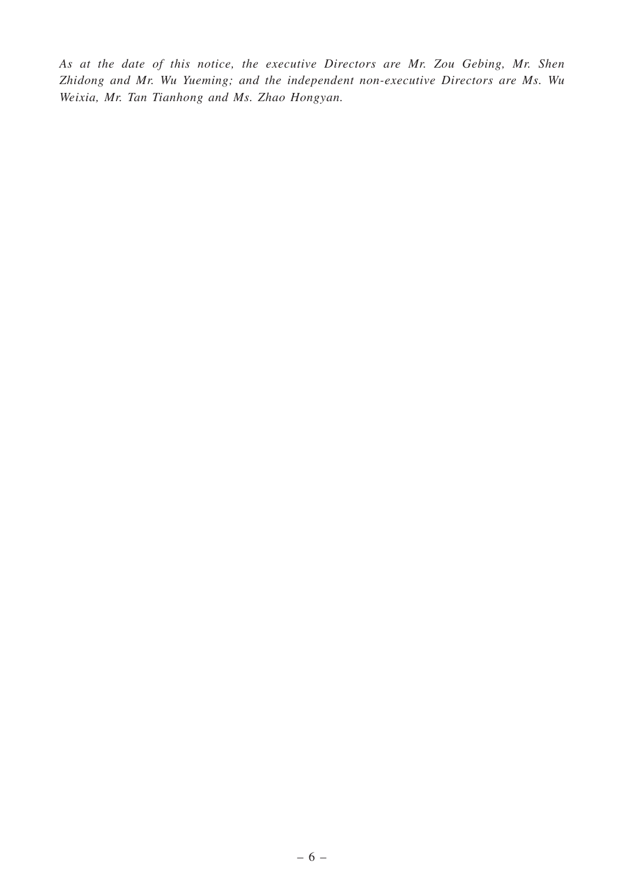*As at the date of this notice, the executive Directors are Mr. Zou Gebing, Mr. Shen Zhidong and Mr. Wu Yueming; and the independent non-executive Directors are Ms. Wu Weixia, Mr. Tan Tianhong and Ms. Zhao Hongyan.*